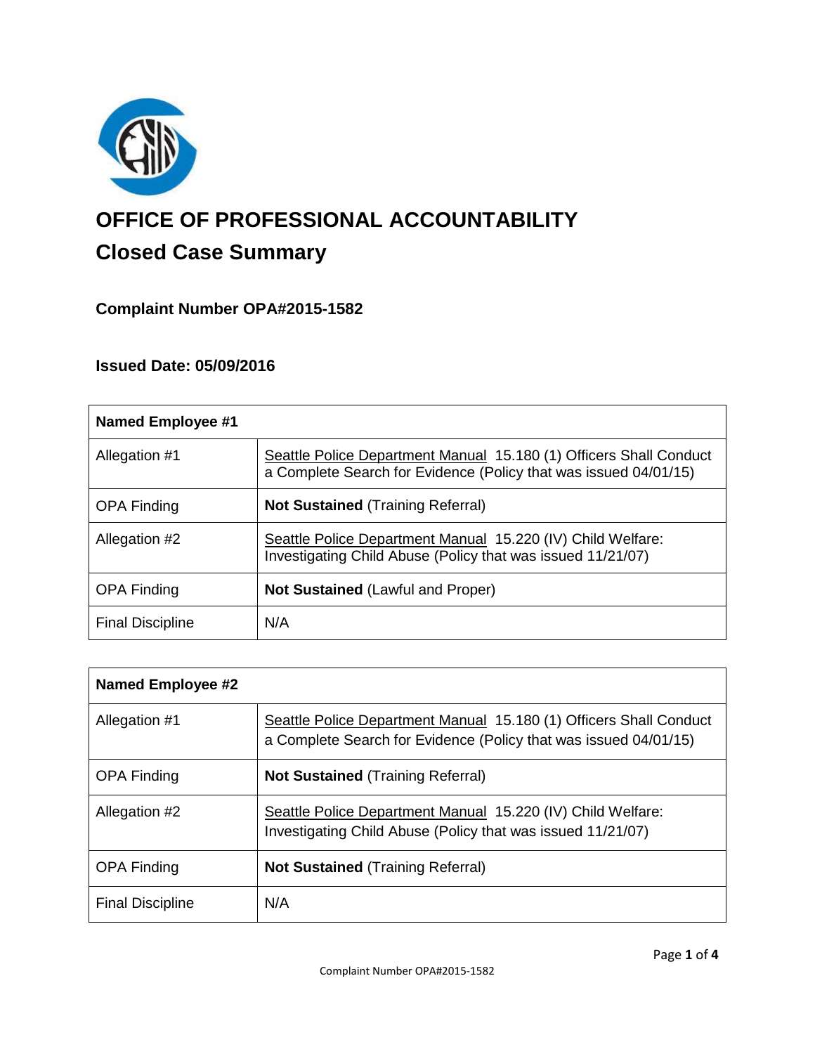# OFFICE OF PROFESSIONAL ACCOUNTABILITY

## Closed Case Summary

### Complaint Number OPA#2015-1582

### Issued Date: 05/09/2016

| **Named Employee #1** | |
|---|---|
| Allegation #1 | Seattle Police Department Manual 15.180 (1) Officers Shall Conduct a Complete Search for Evidence (Policy that was issued 04/01/15) |
| OPA Finding | **Not Sustained** (Training Referral) |
| Allegation #2 | Seattle Police Department Manual 15.220 (IV) Child Welfare: Investigating Child Abuse (Policy that was issued 11/21/07) |
| OPA Finding | **Not Sustained** (Lawful and Proper) |
| Final Discipline | N/A |

| **Named Employee #2** | |
|---|---|
| Allegation #1 | Seattle Police Department Manual 15.180 (1) Officers Shall Conduct a Complete Search for Evidence (Policy that was issued 04/01/15) |
| OPA Finding | **Not Sustained** (Training Referral) |
| Allegation #2 | Seattle Police Department Manual 15.220 (IV) Child Welfare: Investigating Child Abuse (Policy that was issued 11/21/07) |
| OPA Finding | **Not Sustained** (Training Referral) |
| Final Discipline | N/A |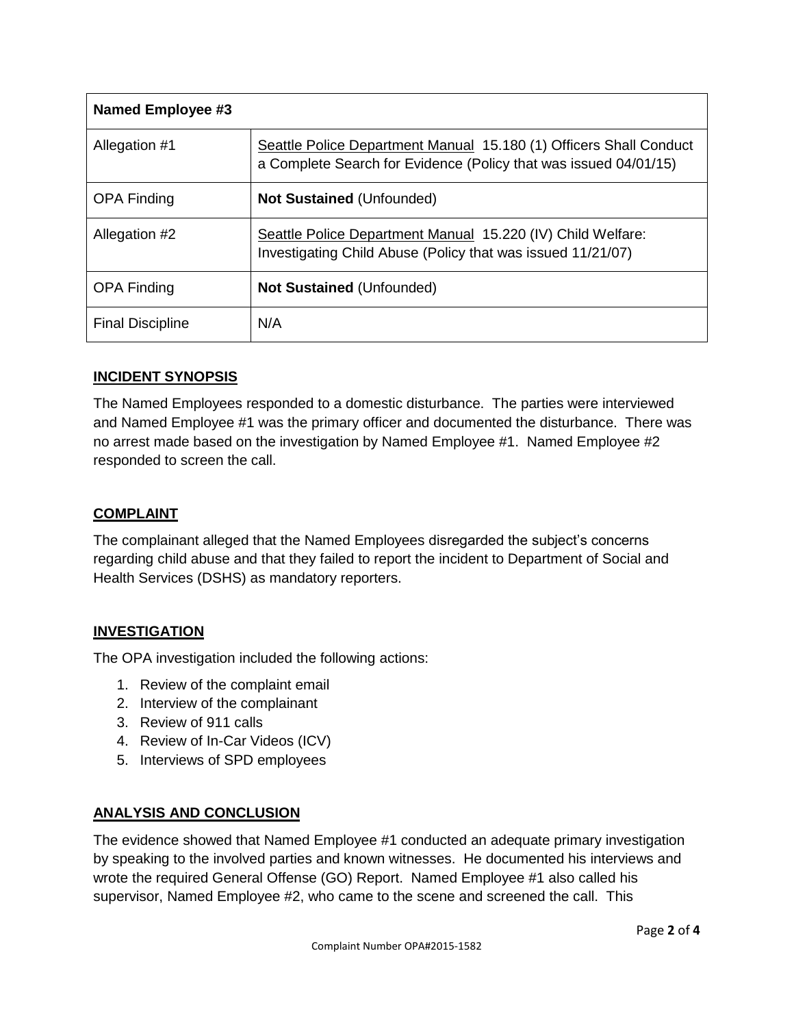| Named Employee #3 | |
|---|---|
| Allegation #1 | Seattle Police Department Manual 15.180 (1) Officers Shall Conduct a Complete Search for Evidence (Policy that was issued 04/01/15) |
| OPA Finding | **Not Sustained** (Unfounded) |
| Allegation #2 | Seattle Police Department Manual 15.220 (IV) Child Welfare: Investigating Child Abuse (Policy that was issued 11/21/07) |
| OPA Finding | **Not Sustained** (Unfounded) |
| Final Discipline | N/A |

## INCIDENT SYNOPSIS

The Named Employees responded to a domestic disturbance. The parties were interviewed and Named Employee #1 was the primary officer and documented the disturbance. There was no arrest made based on the investigation by Named Employee #1. Named Employee #2 responded to screen the call.

## COMPLAINT

The complainant alleged that the Named Employees disregarded the subject's concerns regarding child abuse and that they failed to report the incident to Department of Social and Health Services (DSHS) as mandatory reporters.

## INVESTIGATION

The OPA investigation included the following actions:

1. Review of the complaint email
2. Interview of the complainant
3. Review of 911 calls
4. Review of In-Car Videos (ICV)
5. Interviews of SPD employees

## ANALYSIS AND CONCLUSION

The evidence showed that Named Employee #1 conducted an adequate primary investigation by speaking to the involved parties and known witnesses. He documented his interviews and wrote the required General Offense (GO) Report. Named Employee #1 also called his supervisor, Named Employee #2, who came to the scene and screened the call. This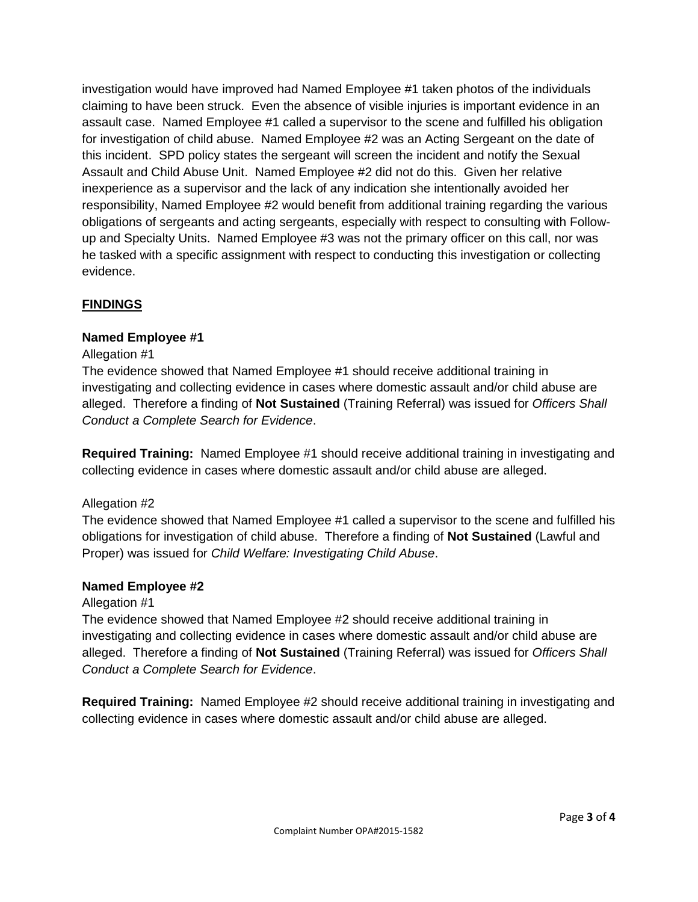investigation would have improved had Named Employee #1 taken photos of the individuals claiming to have been struck. Even the absence of visible injuries is important evidence in an assault case. Named Employee #1 called a supervisor to the scene and fulfilled his obligation for investigation of child abuse. Named Employee #2 was an Acting Sergeant on the date of this incident. SPD policy states the sergeant will screen the incident and notify the Sexual Assault and Child Abuse Unit. Named Employee #2 did not do this. Given her relative inexperience as a supervisor and the lack of any indication she intentionally avoided her responsibility, Named Employee #2 would benefit from additional training regarding the various obligations of sergeants and acting sergeants, especially with respect to consulting with Follow-up and Specialty Units. Named Employee #3 was not the primary officer on this call, nor was he tasked with a specific assignment with respect to conducting this investigation or collecting evidence.

## FINDINGS

### Named Employee #1

Allegation #1

The evidence showed that Named Employee #1 should receive additional training in investigating and collecting evidence in cases where domestic assault and/or child abuse are alleged. Therefore a finding of **Not Sustained** (Training Referral) was issued for *Officers Shall Conduct a Complete Search for Evidence*.

**Required Training:** Named Employee #1 should receive additional training in investigating and collecting evidence in cases where domestic assault and/or child abuse are alleged.

Allegation #2

The evidence showed that Named Employee #1 called a supervisor to the scene and fulfilled his obligations for investigation of child abuse. Therefore a finding of **Not Sustained** (Lawful and Proper) was issued for *Child Welfare: Investigating Child Abuse*.

### Named Employee #2

Allegation #1

The evidence showed that Named Employee #2 should receive additional training in investigating and collecting evidence in cases where domestic assault and/or child abuse are alleged. Therefore a finding of **Not Sustained** (Training Referral) was issued for *Officers Shall Conduct a Complete Search for Evidence*.

**Required Training:** Named Employee #2 should receive additional training in investigating and collecting evidence in cases where domestic assault and/or child abuse are alleged.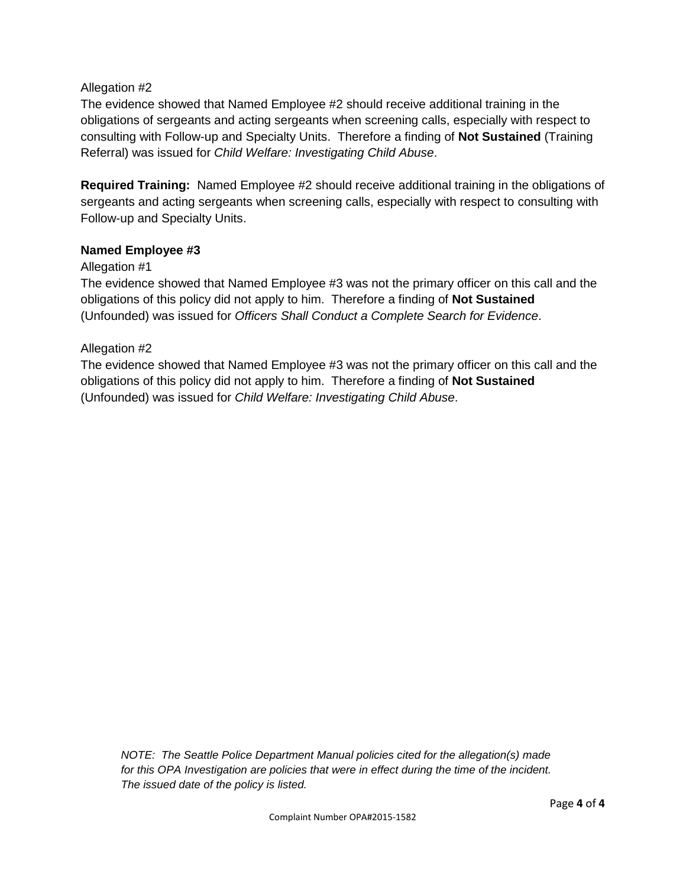Allegation #2

The evidence showed that Named Employee #2 should receive additional training in the obligations of sergeants and acting sergeants when screening calls, especially with respect to consulting with Follow-up and Specialty Units. Therefore a finding of **Not Sustained** (Training Referral) was issued for *Child Welfare: Investigating Child Abuse*.

**Required Training:** Named Employee #2 should receive additional training in the obligations of sergeants and acting sergeants when screening calls, especially with respect to consulting with Follow-up and Specialty Units.

**Named Employee #3**

Allegation #1

The evidence showed that Named Employee #3 was not the primary officer on this call and the obligations of this policy did not apply to him. Therefore a finding of **Not Sustained** (Unfounded) was issued for *Officers Shall Conduct a Complete Search for Evidence*.

Allegation #2

The evidence showed that Named Employee #3 was not the primary officer on this call and the obligations of this policy did not apply to him. Therefore a finding of **Not Sustained** (Unfounded) was issued for *Child Welfare: Investigating Child Abuse*.

*NOTE: The Seattle Police Department Manual policies cited for the allegation(s) made for this OPA Investigation are policies that were in effect during the time of the incident. The issued date of the policy is listed.*